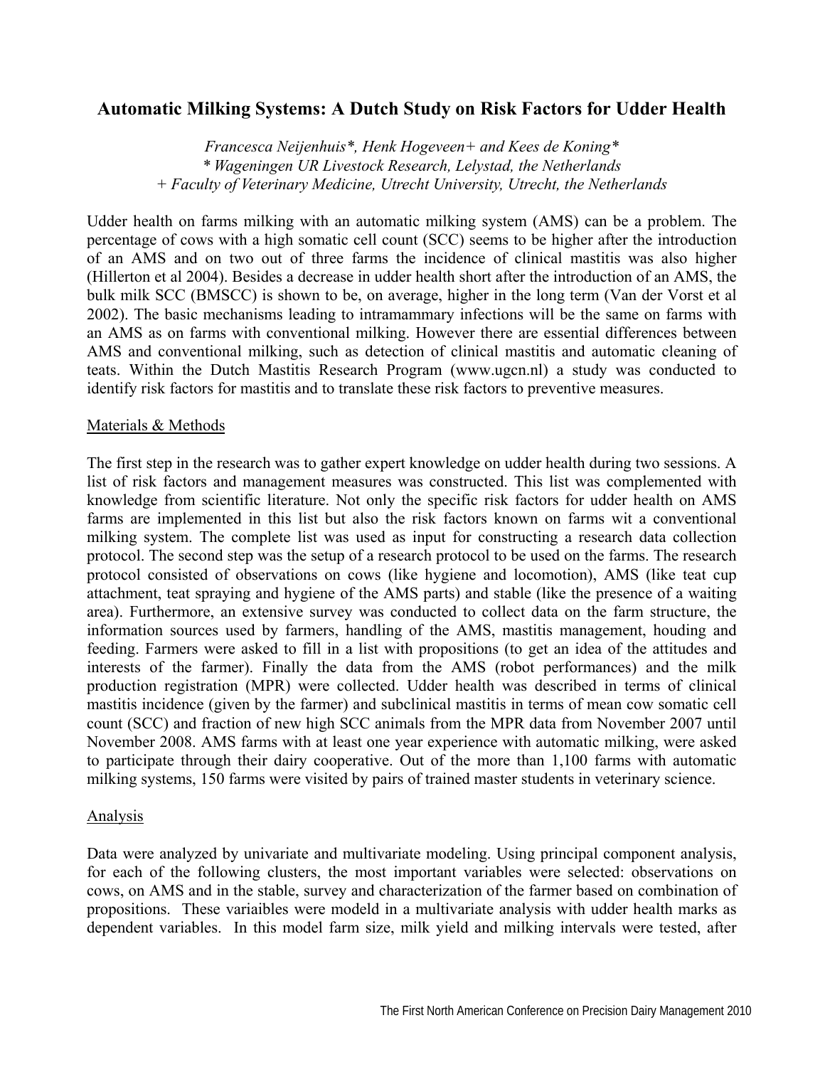# Automatic Milking Systems: A Dutch Study on Risk Factors for Udder Health

*Francesca Neijenhuis\*, Henk Hogeveen+ and Kees de Koning\**
*\* Wageningen UR Livestock Research, Lelystad, the Netherlands*
*+ Faculty of Veterinary Medicine, Utrecht University, Utrecht, the Netherlands*

Udder health on farms milking with an automatic milking system (AMS) can be a problem. The percentage of cows with a high somatic cell count (SCC) seems to be higher after the introduction of an AMS and on two out of three farms the incidence of clinical mastitis was also higher (Hillerton et al 2004). Besides a decrease in udder health short after the introduction of an AMS, the bulk milk SCC (BMSCC) is shown to be, on average, higher in the long term (Van der Vorst et al 2002). The basic mechanisms leading to intramammary infections will be the same on farms with an AMS as on farms with conventional milking. However there are essential differences between AMS and conventional milking, such as detection of clinical mastitis and automatic cleaning of teats. Within the Dutch Mastitis Research Program (www.ugcn.nl) a study was conducted to identify risk factors for mastitis and to translate these risk factors to preventive measures.

## Materials & Methods

The first step in the research was to gather expert knowledge on udder health during two sessions. A list of risk factors and management measures was constructed. This list was complemented with knowledge from scientific literature. Not only the specific risk factors for udder health on AMS farms are implemented in this list but also the risk factors known on farms wit a conventional milking system. The complete list was used as input for constructing a research data collection protocol. The second step was the setup of a research protocol to be used on the farms. The research protocol consisted of observations on cows (like hygiene and locomotion), AMS (like teat cup attachment, teat spraying and hygiene of the AMS parts) and stable (like the presence of a waiting area). Furthermore, an extensive survey was conducted to collect data on the farm structure, the information sources used by farmers, handling of the AMS, mastitis management, houding and feeding. Farmers were asked to fill in a list with propositions (to get an idea of the attitudes and interests of the farmer). Finally the data from the AMS (robot performances) and the milk production registration (MPR) were collected. Udder health was described in terms of clinical mastitis incidence (given by the farmer) and subclinical mastitis in terms of mean cow somatic cell count (SCC) and fraction of new high SCC animals from the MPR data from November 2007 until November 2008. AMS farms with at least one year experience with automatic milking, were asked to participate through their dairy cooperative. Out of the more than 1,100 farms with automatic milking systems, 150 farms were visited by pairs of trained master students in veterinary science.

## Analysis

Data were analyzed by univariate and multivariate modeling. Using principal component analysis, for each of the following clusters, the most important variables were selected: observations on cows, on AMS and in the stable, survey and characterization of the farmer based on combination of propositions. These variaibles were modeld in a multivariate analysis with udder health marks as dependent variables. In this model farm size, milk yield and milking intervals were tested, after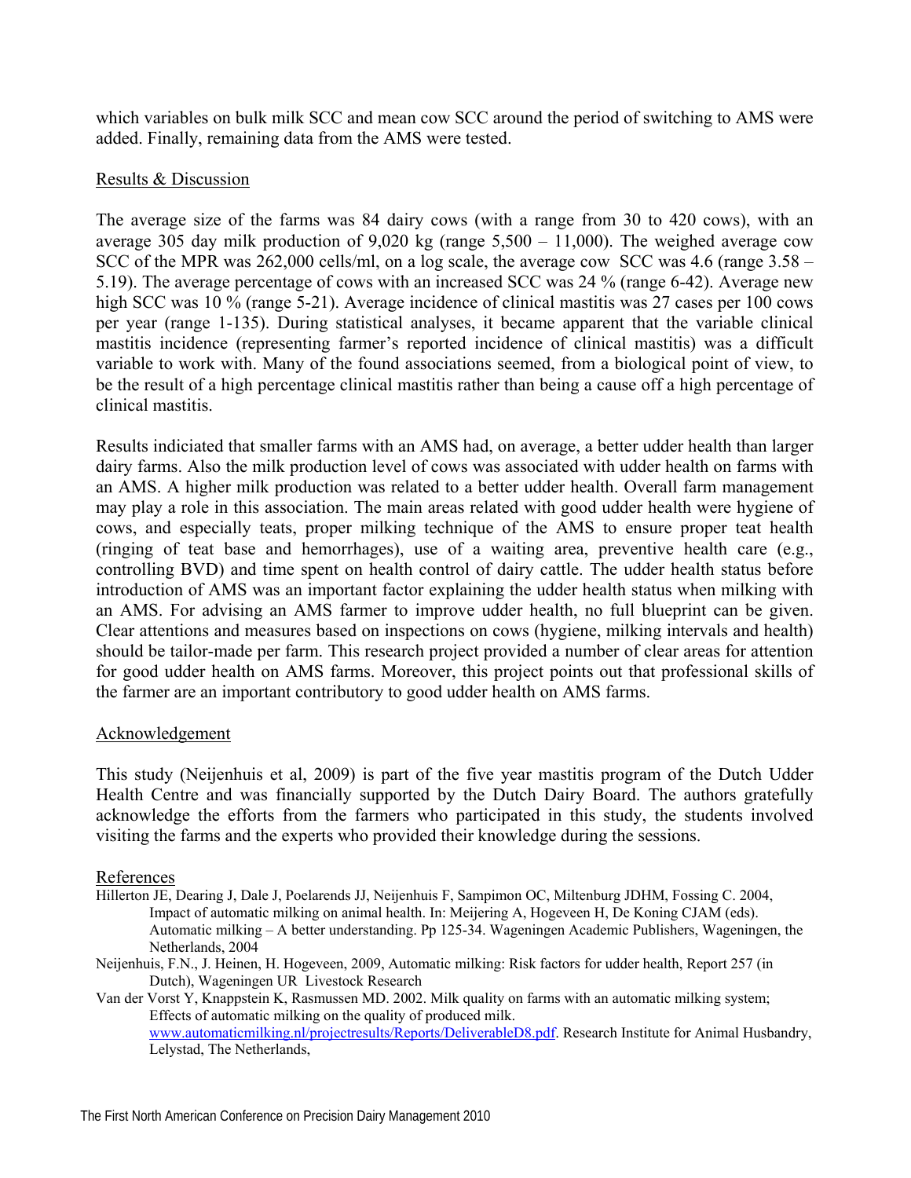which variables on bulk milk SCC and mean cow SCC around the period of switching to AMS were added. Finally, remaining data from the AMS were tested.

## Results & Discussion

The average size of the farms was 84 dairy cows (with a range from 30 to 420 cows), with an average 305 day milk production of 9,020 kg (range 5,500 – 11,000). The weighed average cow SCC of the MPR was 262,000 cells/ml, on a log scale, the average cow SCC was 4.6 (range 3.58 – 5.19). The average percentage of cows with an increased SCC was 24 % (range 6-42). Average new high SCC was 10 % (range 5-21). Average incidence of clinical mastitis was 27 cases per 100 cows per year (range 1-135). During statistical analyses, it became apparent that the variable clinical mastitis incidence (representing farmer's reported incidence of clinical mastitis) was a difficult variable to work with. Many of the found associations seemed, from a biological point of view, to be the result of a high percentage clinical mastitis rather than being a cause off a high percentage of clinical mastitis.

Results indiciated that smaller farms with an AMS had, on average, a better udder health than larger dairy farms. Also the milk production level of cows was associated with udder health on farms with an AMS. A higher milk production was related to a better udder health. Overall farm management may play a role in this association. The main areas related with good udder health were hygiene of cows, and especially teats, proper milking technique of the AMS to ensure proper teat health (ringing of teat base and hemorrhages), use of a waiting area, preventive health care (e.g., controlling BVD) and time spent on health control of dairy cattle. The udder health status before introduction of AMS was an important factor explaining the udder health status when milking with an AMS. For advising an AMS farmer to improve udder health, no full blueprint can be given. Clear attentions and measures based on inspections on cows (hygiene, milking intervals and health) should be tailor-made per farm. This research project provided a number of clear areas for attention for good udder health on AMS farms. Moreover, this project points out that professional skills of the farmer are an important contributory to good udder health on AMS farms.

## Acknowledgement

This study (Neijenhuis et al, 2009) is part of the five year mastitis program of the Dutch Udder Health Centre and was financially supported by the Dutch Dairy Board. The authors gratefully acknowledge the efforts from the farmers who participated in this study, the students involved visiting the farms and the experts who provided their knowledge during the sessions.

## References

Hillerton JE, Dearing J, Dale J, Poelarends JJ, Neijenhuis F, Sampimon OC, Miltenburg JDHM, Fossing C. 2004, Impact of automatic milking on animal health. In: Meijering A, Hogeveen H, De Koning CJAM (eds). Automatic milking – A better understanding. Pp 125-34. Wageningen Academic Publishers, Wageningen, the Netherlands, 2004

Neijenhuis, F.N., J. Heinen, H. Hogeveen, 2009, Automatic milking: Risk factors for udder health, Report 257 (in Dutch), Wageningen UR Livestock Research

Van der Vorst Y, Knappstein K, Rasmussen MD. 2002. Milk quality on farms with an automatic milking system; Effects of automatic milking on the quality of produced milk. www.automaticmilking.nl/projectresults/Reports/DeliverableD8.pdf. Research Institute for Animal Husbandry, Lelystad, The Netherlands,